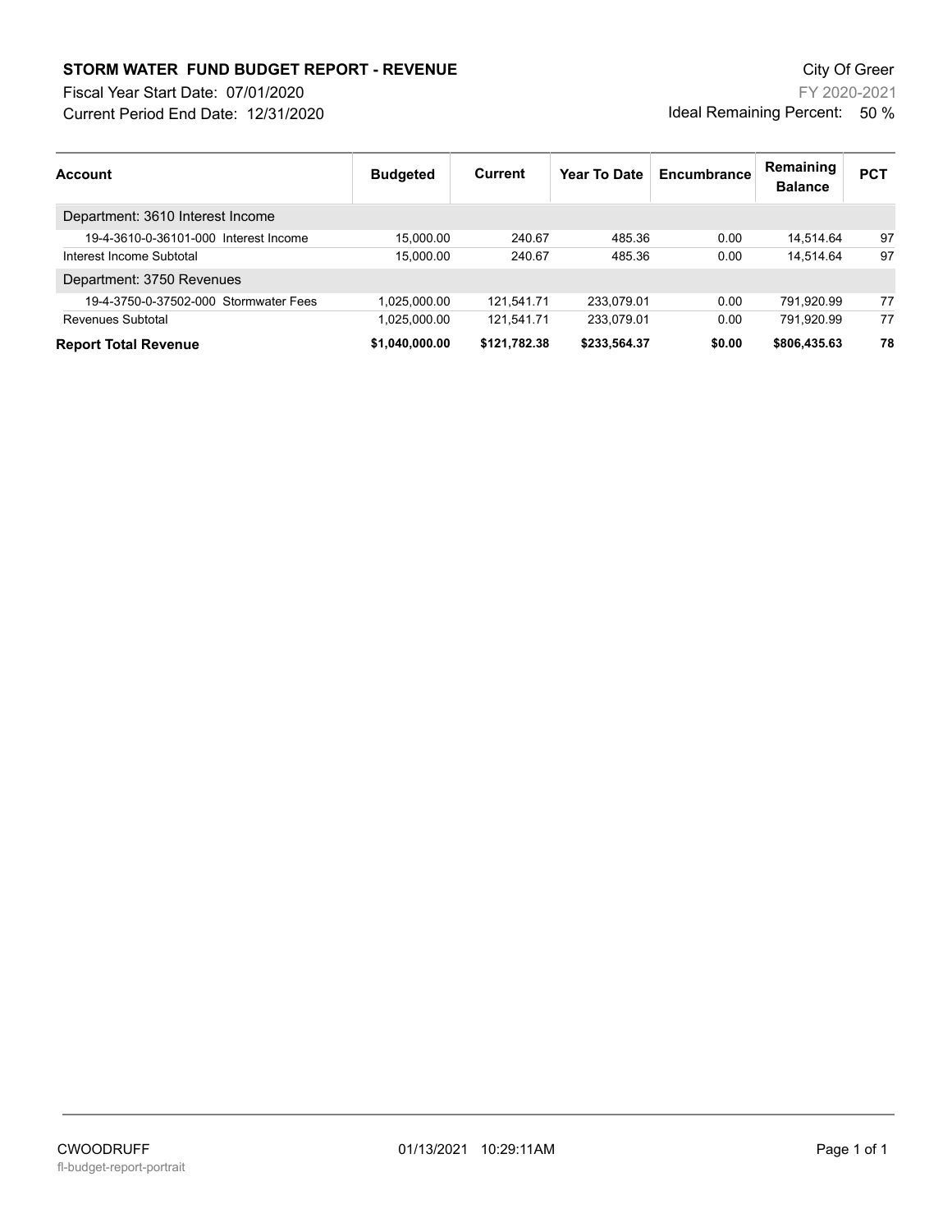# STORM WATER FUND BUDGET REPORT - REVENUE

City Of Greer

Fiscal Year Start Date: 07/01/2020

FY 2020-2021

Current Period End Date: 12/31/2020

Ideal Remaining Percent: 50 %

| Account | Budgeted | Current | Year To Date | Encumbrance | Remaining Balance | PCT |
|---|---|---|---|---|---|---|
| Department: 3610 Interest Income | | | | | | |
| 19-4-3610-0-36101-000 Interest Income | 15,000.00 | 240.67 | 485.36 | 0.00 | 14,514.64 | 97 |
| Interest Income Subtotal | 15,000.00 | 240.67 | 485.36 | 0.00 | 14,514.64 | 97 |
| Department: 3750 Revenues | | | | | | |
| 19-4-3750-0-37502-000 Stormwater Fees | 1,025,000.00 | 121,541.71 | 233,079.01 | 0.00 | 791,920.99 | 77 |
| Revenues Subtotal | 1,025,000.00 | 121,541.71 | 233,079.01 | 0.00 | 791,920.99 | 77 |
| **Report Total Revenue** | **$1,040,000.00** | **$121,782.38** | **$233,564.37** | **$0.00** | **$806,435.63** | **78** |

CWOODRUFF

fl-budget-report-portrait

01/13/2021 10:29:11AM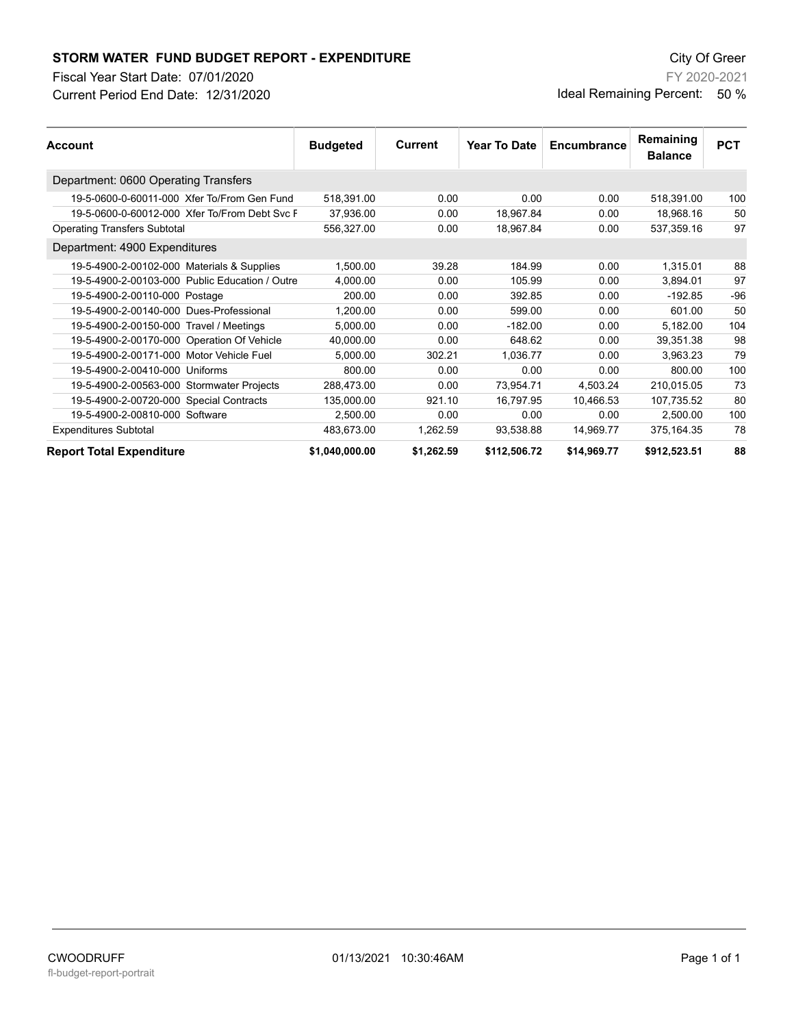**STORM WATER FUND BUDGET REPORT - EXPENDITURE**

City Of Greer

Fiscal Year Start Date: 07/01/2020

FY 2020-2021

Current Period End Date: 12/31/2020

Ideal Remaining Percent: 50 %

| Account | Budgeted | Current | Year To Date | Encumbrance | Remaining Balance | PCT |
|---|---|---|---|---|---|---|
| Department: 0600 Operating Transfers | | | | | | |
| 19-5-0600-0-60011-000 Xfer To/From Gen Fund | 518,391.00 | 0.00 | 0.00 | 0.00 | 518,391.00 | 100 |
| 19-5-0600-0-60012-000 Xfer To/From Debt Svc F | 37,936.00 | 0.00 | 18,967.84 | 0.00 | 18,968.16 | 50 |
| Operating Transfers Subtotal | 556,327.00 | 0.00 | 18,967.84 | 0.00 | 537,359.16 | 97 |
| Department: 4900 Expenditures | | | | | | |
| 19-5-4900-2-00102-000 Materials & Supplies | 1,500.00 | 39.28 | 184.99 | 0.00 | 1,315.01 | 88 |
| 19-5-4900-2-00103-000 Public Education / Outre | 4,000.00 | 0.00 | 105.99 | 0.00 | 3,894.01 | 97 |
| 19-5-4900-2-00110-000 Postage | 200.00 | 0.00 | 392.85 | 0.00 | -192.85 | -96 |
| 19-5-4900-2-00140-000 Dues-Professional | 1,200.00 | 0.00 | 599.00 | 0.00 | 601.00 | 50 |
| 19-5-4900-2-00150-000 Travel / Meetings | 5,000.00 | 0.00 | -182.00 | 0.00 | 5,182.00 | 104 |
| 19-5-4900-2-00170-000 Operation Of Vehicle | 40,000.00 | 0.00 | 648.62 | 0.00 | 39,351.38 | 98 |
| 19-5-4900-2-00171-000 Motor Vehicle Fuel | 5,000.00 | 302.21 | 1,036.77 | 0.00 | 3,963.23 | 79 |
| 19-5-4900-2-00410-000 Uniforms | 800.00 | 0.00 | 0.00 | 0.00 | 800.00 | 100 |
| 19-5-4900-2-00563-000 Stormwater Projects | 288,473.00 | 0.00 | 73,954.71 | 4,503.24 | 210,015.05 | 73 |
| 19-5-4900-2-00720-000 Special Contracts | 135,000.00 | 921.10 | 16,797.95 | 10,466.53 | 107,735.52 | 80 |
| 19-5-4900-2-00810-000 Software | 2,500.00 | 0.00 | 0.00 | 0.00 | 2,500.00 | 100 |
| Expenditures Subtotal | 483,673.00 | 1,262.59 | 93,538.88 | 14,969.77 | 375,164.35 | 78 |
| **Report Total Expenditure** | **$1,040,000.00** | **$1,262.59** | **$112,506.72** | **$14,969.77** | **$912,523.51** | **88** |

CWOODRUFF 01/13/2021 10:30:46AM

fl-budget-report-portrait